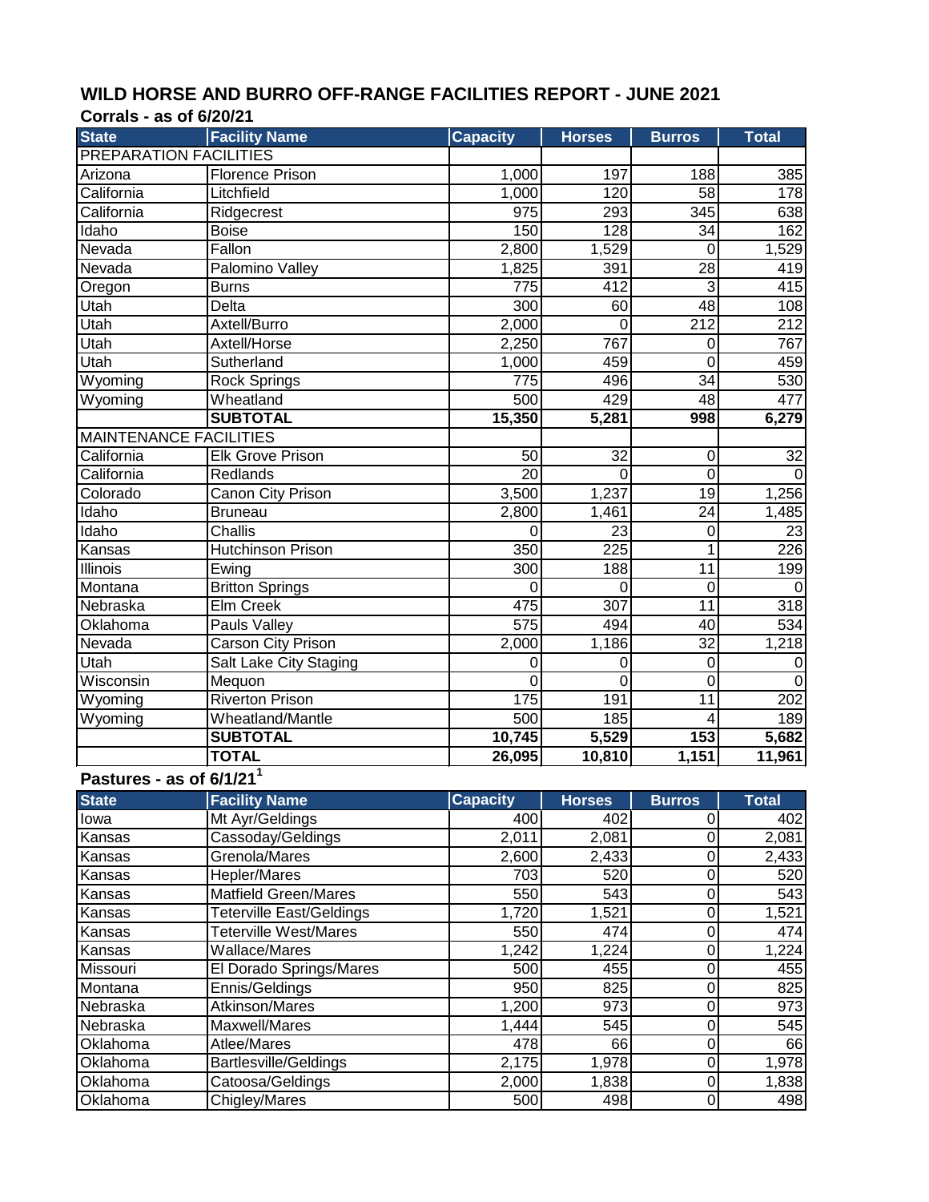# WILD HORSE AND BURRO OFF-RANGE FACILITIES REPORT - JUNE 2021

## Corrals - as of 6/20/21

| State | Facility Name | Capacity | Horses | Burros | Total |
|---|---|---|---|---|---|
| PREPARATION FACILITIES | | | | | |
| Arizona | Florence Prison | 1,000 | 197 | 188 | 385 |
| California | Litchfield | 1,000 | 120 | 58 | 178 |
| California | Ridgecrest | 975 | 293 | 345 | 638 |
| Idaho | Boise | 150 | 128 | 34 | 162 |
| Nevada | Fallon | 2,800 | 1,529 | 0 | 1,529 |
| Nevada | Palomino Valley | 1,825 | 391 | 28 | 419 |
| Oregon | Burns | 775 | 412 | 3 | 415 |
| Utah | Delta | 300 | 60 | 48 | 108 |
| Utah | Axtell/Burro | 2,000 | 0 | 212 | 212 |
| Utah | Axtell/Horse | 2,250 | 767 | 0 | 767 |
| Utah | Sutherland | 1,000 | 459 | 0 | 459 |
| Wyoming | Rock Springs | 775 | 496 | 34 | 530 |
| Wyoming | Wheatland | 500 | 429 | 48 | 477 |
| | **SUBTOTAL** | **15,350** | **5,281** | **998** | **6,279** |
| MAINTENANCE FACILITIES | | | | | |
| California | Elk Grove Prison | 50 | 32 | 0 | 32 |
| California | Redlands | 20 | 0 | 0 | 0 |
| Colorado | Canon City Prison | 3,500 | 1,237 | 19 | 1,256 |
| Idaho | Bruneau | 2,800 | 1,461 | 24 | 1,485 |
| Idaho | Challis | 0 | 23 | 0 | 23 |
| Kansas | Hutchinson Prison | 350 | 225 | 1 | 226 |
| Illinois | Ewing | 300 | 188 | 11 | 199 |
| Montana | Britton Springs | 0 | 0 | 0 | 0 |
| Nebraska | Elm Creek | 475 | 307 | 11 | 318 |
| Oklahoma | Pauls Valley | 575 | 494 | 40 | 534 |
| Nevada | Carson City Prison | 2,000 | 1,186 | 32 | 1,218 |
| Utah | Salt Lake City Staging | 0 | 0 | 0 | 0 |
| Wisconsin | Mequon | 0 | 0 | 0 | 0 |
| Wyoming | Riverton Prison | 175 | 191 | 11 | 202 |
| Wyoming | Wheatland/Mantle | 500 | 185 | 4 | 189 |
| | **SUBTOTAL** | **10,745** | **5,529** | **153** | **5,682** |
| | **TOTAL** | **26,095** | **10,810** | **1,151** | **11,961** |

## Pastures - as of 6/1/21[1]

| State | Facility Name | Capacity | Horses | Burros | Total |
|---|---|---|---|---|---|
| Iowa | Mt Ayr/Geldings | 400 | 402 | 0 | 402 |
| Kansas | Cassoday/Geldings | 2,011 | 2,081 | 0 | 2,081 |
| Kansas | Grenola/Mares | 2,600 | 2,433 | 0 | 2,433 |
| Kansas | Hepler/Mares | 703 | 520 | 0 | 520 |
| Kansas | Matfield Green/Mares | 550 | 543 | 0 | 543 |
| Kansas | Teterville East/Geldings | 1,720 | 1,521 | 0 | 1,521 |
| Kansas | Teterville West/Mares | 550 | 474 | 0 | 474 |
| Kansas | Wallace/Mares | 1,242 | 1,224 | 0 | 1,224 |
| Missouri | El Dorado Springs/Mares | 500 | 455 | 0 | 455 |
| Montana | Ennis/Geldings | 950 | 825 | 0 | 825 |
| Nebraska | Atkinson/Mares | 1,200 | 973 | 0 | 973 |
| Nebraska | Maxwell/Mares | 1,444 | 545 | 0 | 545 |
| Oklahoma | Atlee/Mares | 478 | 66 | 0 | 66 |
| Oklahoma | Bartlesville/Geldings | 2,175 | 1,978 | 0 | 1,978 |
| Oklahoma | Catoosa/Geldings | 2,000 | 1,838 | 0 | 1,838 |
| Oklahoma | Chigley/Mares | 500 | 498 | 0 | 498 |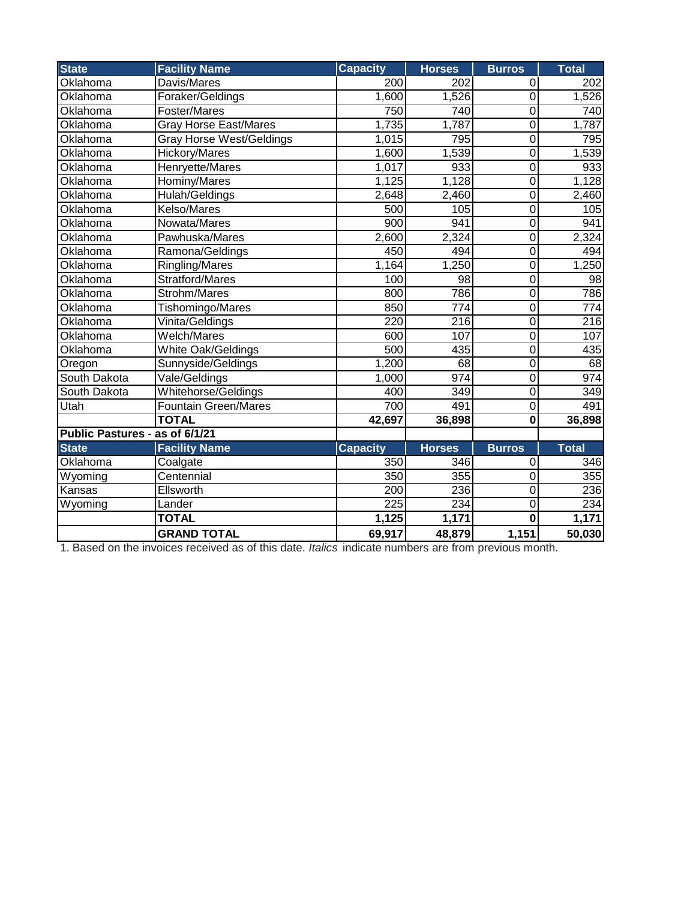| State | Facility Name | Capacity | Horses | Burros | Total |
|---|---|---|---|---|---|
| Oklahoma | Davis/Mares | 200 | 202 | 0 | 202 |
| Oklahoma | Foraker/Geldings | 1,600 | 1,526 | 0 | 1,526 |
| Oklahoma | Foster/Mares | 750 | 740 | 0 | 740 |
| Oklahoma | Gray Horse East/Mares | 1,735 | 1,787 | 0 | 1,787 |
| Oklahoma | Gray Horse West/Geldings | 1,015 | 795 | 0 | 795 |
| Oklahoma | Hickory/Mares | 1,600 | 1,539 | 0 | 1,539 |
| Oklahoma | Henryette/Mares | 1,017 | 933 | 0 | 933 |
| Oklahoma | Hominy/Mares | 1,125 | 1,128 | 0 | 1,128 |
| Oklahoma | Hulah/Geldings | 2,648 | 2,460 | 0 | 2,460 |
| Oklahoma | Kelso/Mares | 500 | 105 | 0 | 105 |
| Oklahoma | Nowata/Mares | 900 | 941 | 0 | 941 |
| Oklahoma | Pawhuska/Mares | 2,600 | 2,324 | 0 | 2,324 |
| Oklahoma | Ramona/Geldings | 450 | 494 | 0 | 494 |
| Oklahoma | Ringling/Mares | 1,164 | 1,250 | 0 | 1,250 |
| Oklahoma | Stratford/Mares | 100 | 98 | 0 | 98 |
| Oklahoma | Strohm/Mares | 800 | 786 | 0 | 786 |
| Oklahoma | Tishomingo/Mares | 850 | 774 | 0 | 774 |
| Oklahoma | Vinita/Geldings | 220 | 216 | 0 | 216 |
| Oklahoma | Welch/Mares | 600 | 107 | 0 | 107 |
| Oklahoma | White Oak/Geldings | 500 | 435 | 0 | 435 |
| Oregon | Sunnyside/Geldings | 1,200 | 68 | 0 | 68 |
| South Dakota | Vale/Geldings | 1,000 | 974 | 0 | 974 |
| South Dakota | Whitehorse/Geldings | 400 | 349 | 0 | 349 |
| Utah | Fountain Green/Mares | 700 | 491 | 0 | 491 |
| | **TOTAL** | **42,697** | **36,898** | **0** | **36,898** |
| **Public Pastures - as of 6/1/21** | | | | | |
| **State** | **Facility Name** | **Capacity** | **Horses** | **Burros** | **Total** |
| Oklahoma | Coalgate | 350 | 346 | 0 | 346 |
| Wyoming | Centennial | 350 | 355 | 0 | 355 |
| Kansas | Ellsworth | 200 | 236 | 0 | 236 |
| Wyoming | Lander | 225 | 234 | 0 | 234 |
| | **TOTAL** | **1,125** | **1,171** | **0** | **1,171** |
| | **GRAND TOTAL** | **69,917** | **48,879** | **1,151** | **50,030** |

1. Based on the invoices received as of this date. *Italics* indicate numbers are from previous month.